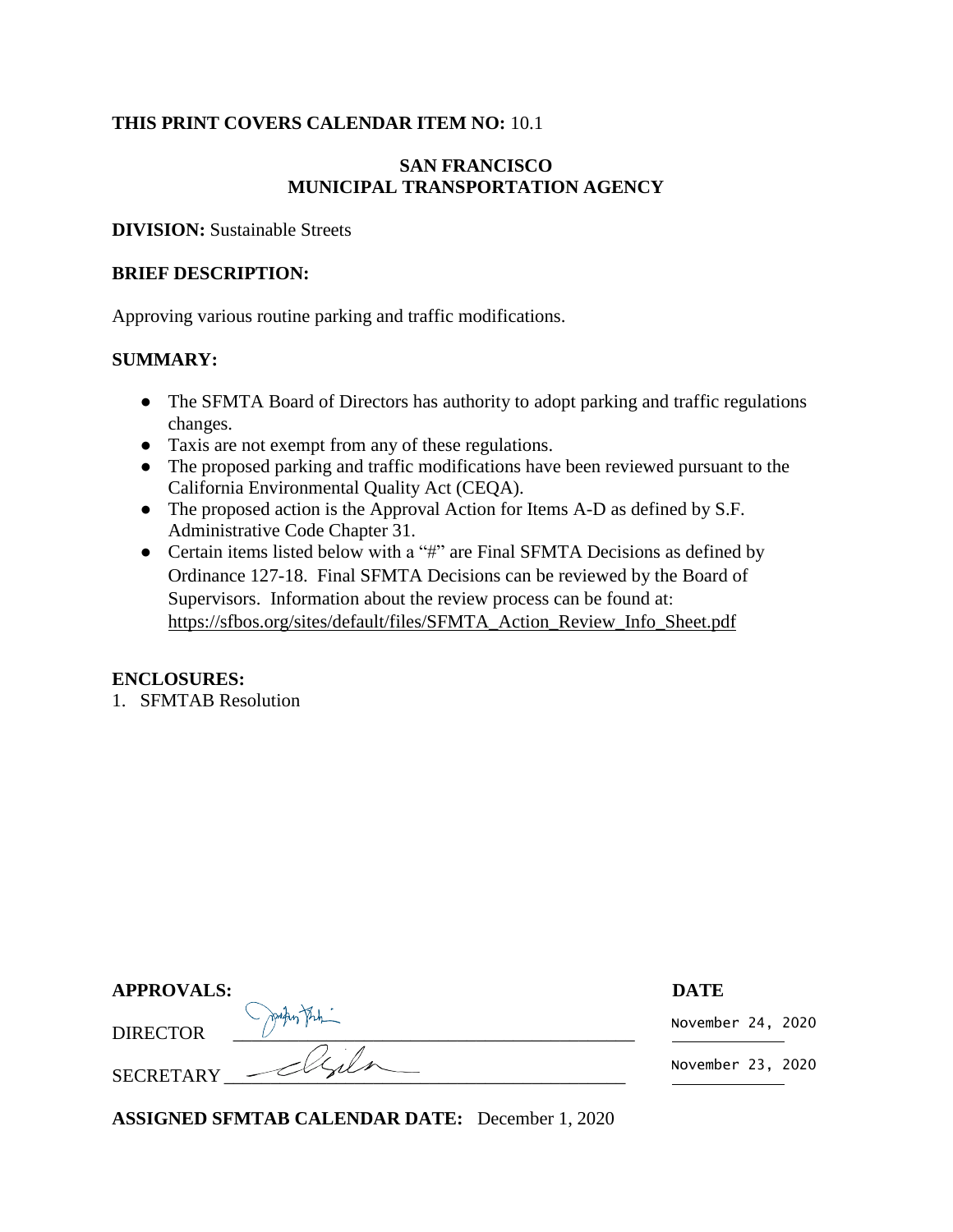**THIS PRINT COVERS CALENDAR ITEM NO:** 10.1

**SAN FRANCISCO**
**MUNICIPAL TRANSPORTATION AGENCY**

**DIVISION:** Sustainable Streets

**BRIEF DESCRIPTION:**

Approving various routine parking and traffic modifications.

**SUMMARY:**

- The SFMTA Board of Directors has authority to adopt parking and traffic regulations changes.
- Taxis are not exempt from any of these regulations.
- The proposed parking and traffic modifications have been reviewed pursuant to the California Environmental Quality Act (CEQA).
- The proposed action is the Approval Action for Items A-D as defined by S.F. Administrative Code Chapter 31.
- Certain items listed below with a "#" are Final SFMTA Decisions as defined by Ordinance 127-18. Final SFMTA Decisions can be reviewed by the Board of Supervisors. Information about the review process can be found at: https://sfbos.org/sites/default/files/SFMTA_Action_Review_Info_Sheet.pdf

**ENCLOSURES:**

1. SFMTAB Resolution

| **APPROVALS:** | | **DATE** |
|---|---|---|
| DIRECTOR | ____________________ | November 24, 2020 |
| SECRETARY | ____________________ | November 23, 2020 |

**ASSIGNED SFMTAB CALENDAR DATE:** December 1, 2020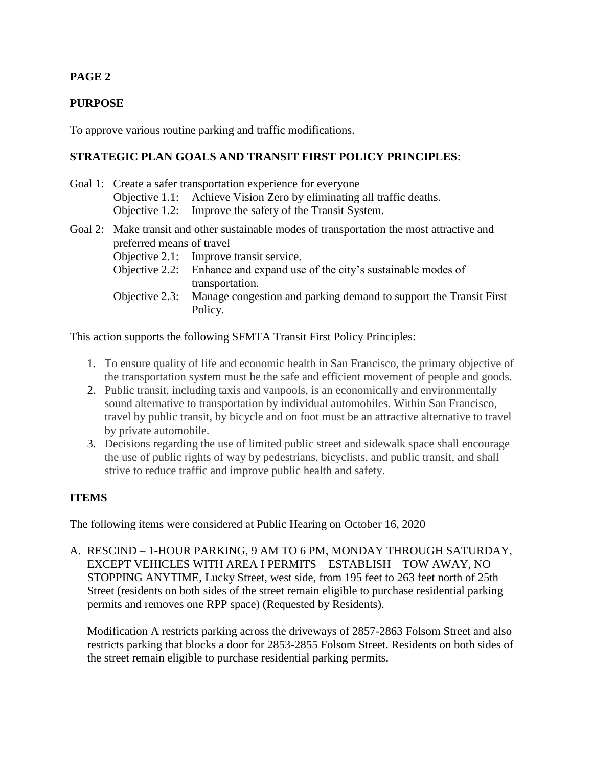**PAGE 2**

**PURPOSE**

To approve various routine parking and traffic modifications.

**STRATEGIC PLAN GOALS AND TRANSIT FIRST POLICY PRINCIPLES**:

Goal 1: Create a safer transportation experience for everyone
- Objective 1.1: Achieve Vision Zero by eliminating all traffic deaths.
- Objective 1.2: Improve the safety of the Transit System.

Goal 2: Make transit and other sustainable modes of transportation the most attractive and preferred means of travel
- Objective 2.1: Improve transit service.
- Objective 2.2: Enhance and expand use of the city's sustainable modes of transportation.
- Objective 2.3: Manage congestion and parking demand to support the Transit First Policy.

This action supports the following SFMTA Transit First Policy Principles:

1. To ensure quality of life and economic health in San Francisco, the primary objective of the transportation system must be the safe and efficient movement of people and goods.
2. Public transit, including taxis and vanpools, is an economically and environmentally sound alternative to transportation by individual automobiles. Within San Francisco, travel by public transit, by bicycle and on foot must be an attractive alternative to travel by private automobile.
3. Decisions regarding the use of limited public street and sidewalk space shall encourage the use of public rights of way by pedestrians, bicyclists, and public transit, and shall strive to reduce traffic and improve public health and safety.

**ITEMS**

The following items were considered at Public Hearing on October 16, 2020

A. RESCIND – 1-HOUR PARKING, 9 AM TO 6 PM, MONDAY THROUGH SATURDAY, EXCEPT VEHICLES WITH AREA I PERMITS – ESTABLISH – TOW AWAY, NO STOPPING ANYTIME, Lucky Street, west side, from 195 feet to 263 feet north of 25th Street (residents on both sides of the street remain eligible to purchase residential parking permits and removes one RPP space) (Requested by Residents).

   Modification A restricts parking across the driveways of 2857-2863 Folsom Street and also restricts parking that blocks a door for 2853-2855 Folsom Street. Residents on both sides of the street remain eligible to purchase residential parking permits.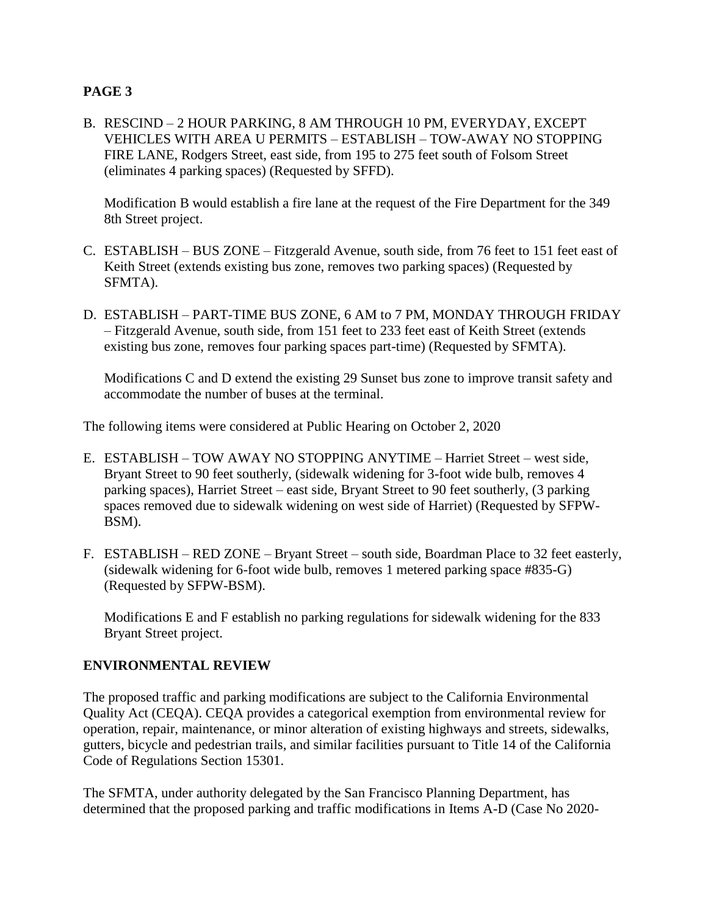**PAGE 3**

B. RESCIND – 2 HOUR PARKING, 8 AM THROUGH 10 PM, EVERYDAY, EXCEPT VEHICLES WITH AREA U PERMITS – ESTABLISH – TOW-AWAY NO STOPPING FIRE LANE, Rodgers Street, east side, from 195 to 275 feet south of Folsom Street (eliminates 4 parking spaces) (Requested by SFFD).

   Modification B would establish a fire lane at the request of the Fire Department for the 349 8th Street project.

C. ESTABLISH – BUS ZONE – Fitzgerald Avenue, south side, from 76 feet to 151 feet east of Keith Street (extends existing bus zone, removes two parking spaces) (Requested by SFMTA).

D. ESTABLISH – PART-TIME BUS ZONE, 6 AM to 7 PM, MONDAY THROUGH FRIDAY – Fitzgerald Avenue, south side, from 151 feet to 233 feet east of Keith Street (extends existing bus zone, removes four parking spaces part-time) (Requested by SFMTA).

   Modifications C and D extend the existing 29 Sunset bus zone to improve transit safety and accommodate the number of buses at the terminal.

The following items were considered at Public Hearing on October 2, 2020

E. ESTABLISH – TOW AWAY NO STOPPING ANYTIME – Harriet Street – west side, Bryant Street to 90 feet southerly, (sidewalk widening for 3-foot wide bulb, removes 4 parking spaces), Harriet Street – east side, Bryant Street to 90 feet southerly, (3 parking spaces removed due to sidewalk widening on west side of Harriet) (Requested by SFPW-BSM).

F. ESTABLISH – RED ZONE – Bryant Street – south side, Boardman Place to 32 feet easterly, (sidewalk widening for 6-foot wide bulb, removes 1 metered parking space #835-G) (Requested by SFPW-BSM).

   Modifications E and F establish no parking regulations for sidewalk widening for the 833 Bryant Street project.

**ENVIRONMENTAL REVIEW**

The proposed traffic and parking modifications are subject to the California Environmental Quality Act (CEQA). CEQA provides a categorical exemption from environmental review for operation, repair, maintenance, or minor alteration of existing highways and streets, sidewalks, gutters, bicycle and pedestrian trails, and similar facilities pursuant to Title 14 of the California Code of Regulations Section 15301.

The SFMTA, under authority delegated by the San Francisco Planning Department, has determined that the proposed parking and traffic modifications in Items A-D (Case No 2020-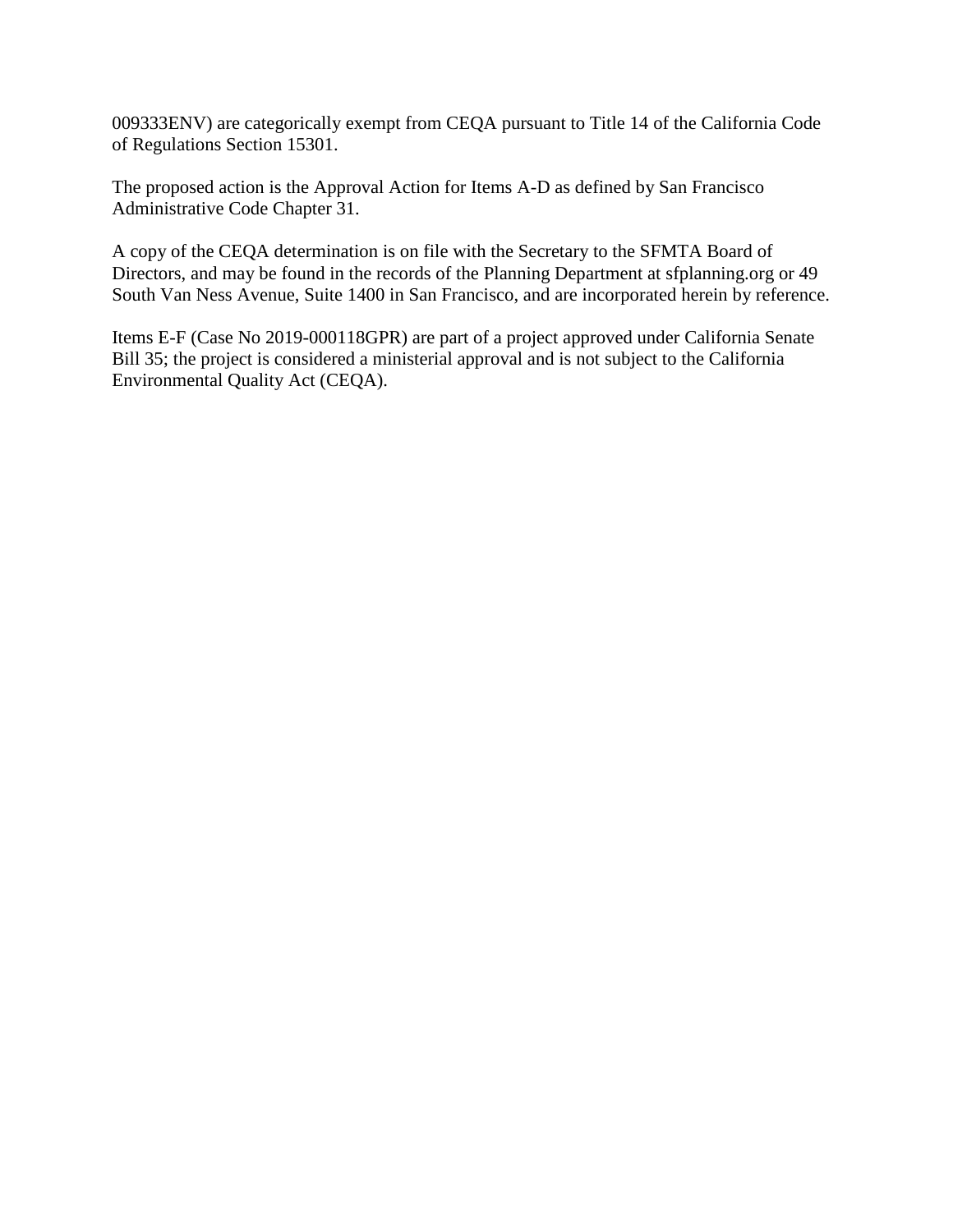009333ENV) are categorically exempt from CEQA pursuant to Title 14 of the California Code of Regulations Section 15301.

The proposed action is the Approval Action for Items A-D as defined by San Francisco Administrative Code Chapter 31.

A copy of the CEQA determination is on file with the Secretary to the SFMTA Board of Directors, and may be found in the records of the Planning Department at sfplanning.org or 49 South Van Ness Avenue, Suite 1400 in San Francisco, and are incorporated herein by reference.

Items E-F (Case No 2019-000118GPR) are part of a project approved under California Senate Bill 35; the project is considered a ministerial approval and is not subject to the California Environmental Quality Act (CEQA).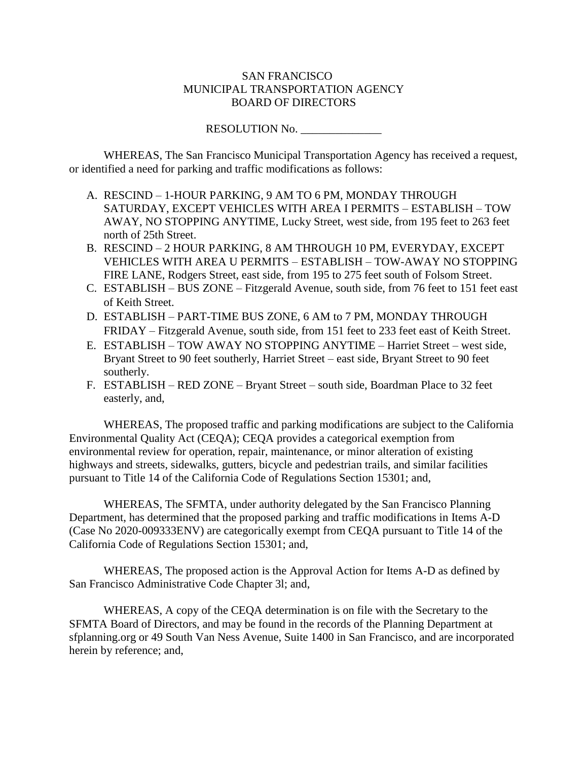SAN FRANCISCO
MUNICIPAL TRANSPORTATION AGENCY
BOARD OF DIRECTORS

RESOLUTION No. ______________

WHEREAS, The San Francisco Municipal Transportation Agency has received a request, or identified a need for parking and traffic modifications as follows:

A. RESCIND – 1-HOUR PARKING, 9 AM TO 6 PM, MONDAY THROUGH SATURDAY, EXCEPT VEHICLES WITH AREA I PERMITS – ESTABLISH – TOW AWAY, NO STOPPING ANYTIME, Lucky Street, west side, from 195 feet to 263 feet north of 25th Street.
B. RESCIND – 2 HOUR PARKING, 8 AM THROUGH 10 PM, EVERYDAY, EXCEPT VEHICLES WITH AREA U PERMITS – ESTABLISH – TOW-AWAY NO STOPPING FIRE LANE, Rodgers Street, east side, from 195 to 275 feet south of Folsom Street.
C. ESTABLISH – BUS ZONE – Fitzgerald Avenue, south side, from 76 feet to 151 feet east of Keith Street.
D. ESTABLISH – PART-TIME BUS ZONE, 6 AM to 7 PM, MONDAY THROUGH FRIDAY – Fitzgerald Avenue, south side, from 151 feet to 233 feet east of Keith Street.
E. ESTABLISH – TOW AWAY NO STOPPING ANYTIME – Harriet Street – west side, Bryant Street to 90 feet southerly, Harriet Street – east side, Bryant Street to 90 feet southerly.
F. ESTABLISH – RED ZONE – Bryant Street – south side, Boardman Place to 32 feet easterly, and,

WHEREAS, The proposed traffic and parking modifications are subject to the California Environmental Quality Act (CEQA); CEQA provides a categorical exemption from environmental review for operation, repair, maintenance, or minor alteration of existing highways and streets, sidewalks, gutters, bicycle and pedestrian trails, and similar facilities pursuant to Title 14 of the California Code of Regulations Section 15301; and,

WHEREAS, The SFMTA, under authority delegated by the San Francisco Planning Department, has determined that the proposed parking and traffic modifications in Items A-D (Case No 2020-009333ENV) are categorically exempt from CEQA pursuant to Title 14 of the California Code of Regulations Section 15301; and,

WHEREAS, The proposed action is the Approval Action for Items A-D as defined by San Francisco Administrative Code Chapter 3l; and,

WHEREAS, A copy of the CEQA determination is on file with the Secretary to the SFMTA Board of Directors, and may be found in the records of the Planning Department at sfplanning.org or 49 South Van Ness Avenue, Suite 1400 in San Francisco, and are incorporated herein by reference; and,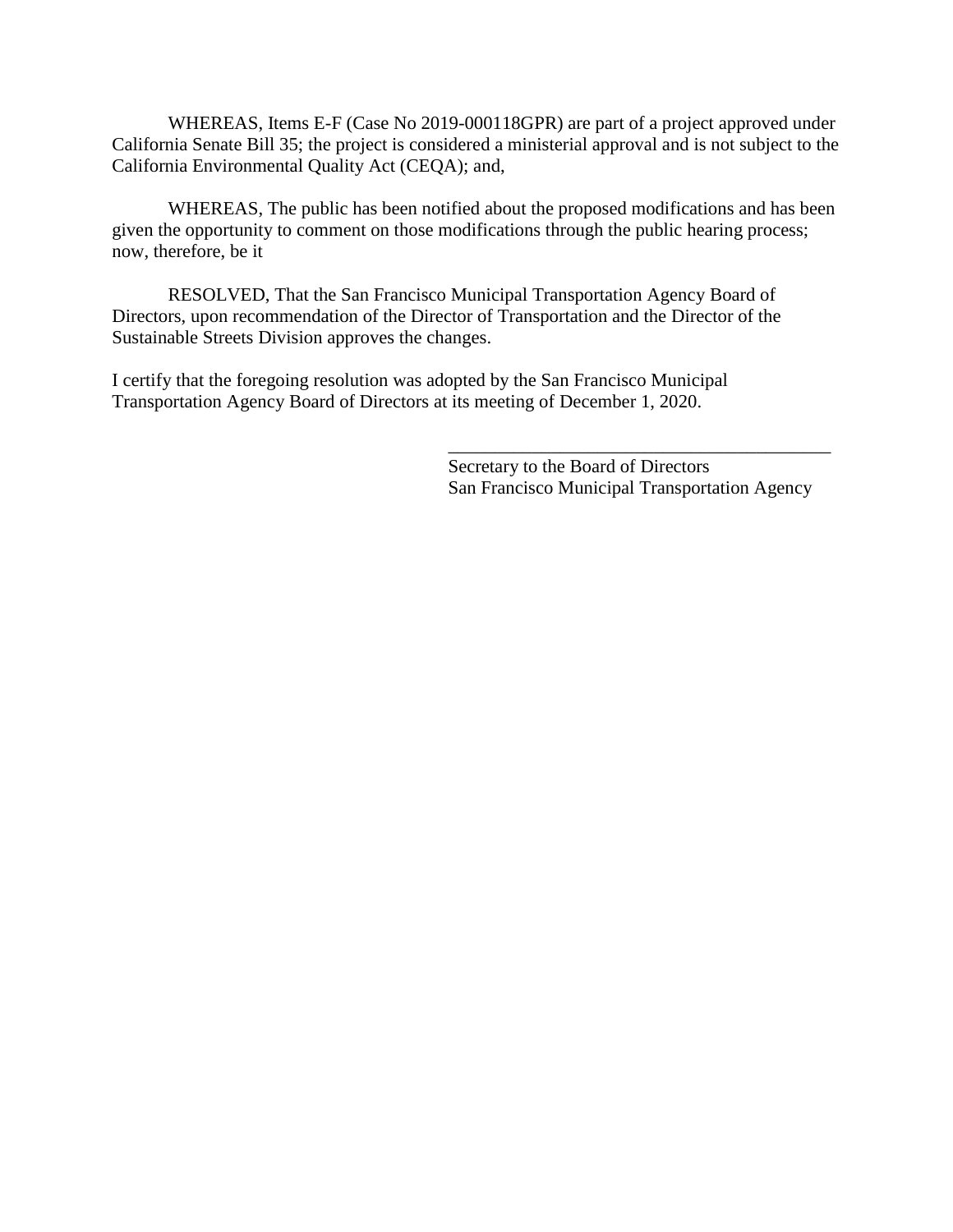WHEREAS, Items E-F (Case No 2019-000118GPR) are part of a project approved under California Senate Bill 35; the project is considered a ministerial approval and is not subject to the California Environmental Quality Act (CEQA); and,

WHEREAS, The public has been notified about the proposed modifications and has been given the opportunity to comment on those modifications through the public hearing process; now, therefore, be it

RESOLVED, That the San Francisco Municipal Transportation Agency Board of Directors, upon recommendation of the Director of Transportation and the Director of the Sustainable Streets Division approves the changes.

I certify that the foregoing resolution was adopted by the San Francisco Municipal Transportation Agency Board of Directors at its meeting of December 1, 2020.

______________________________________

Secretary to the Board of Directors
San Francisco Municipal Transportation Agency